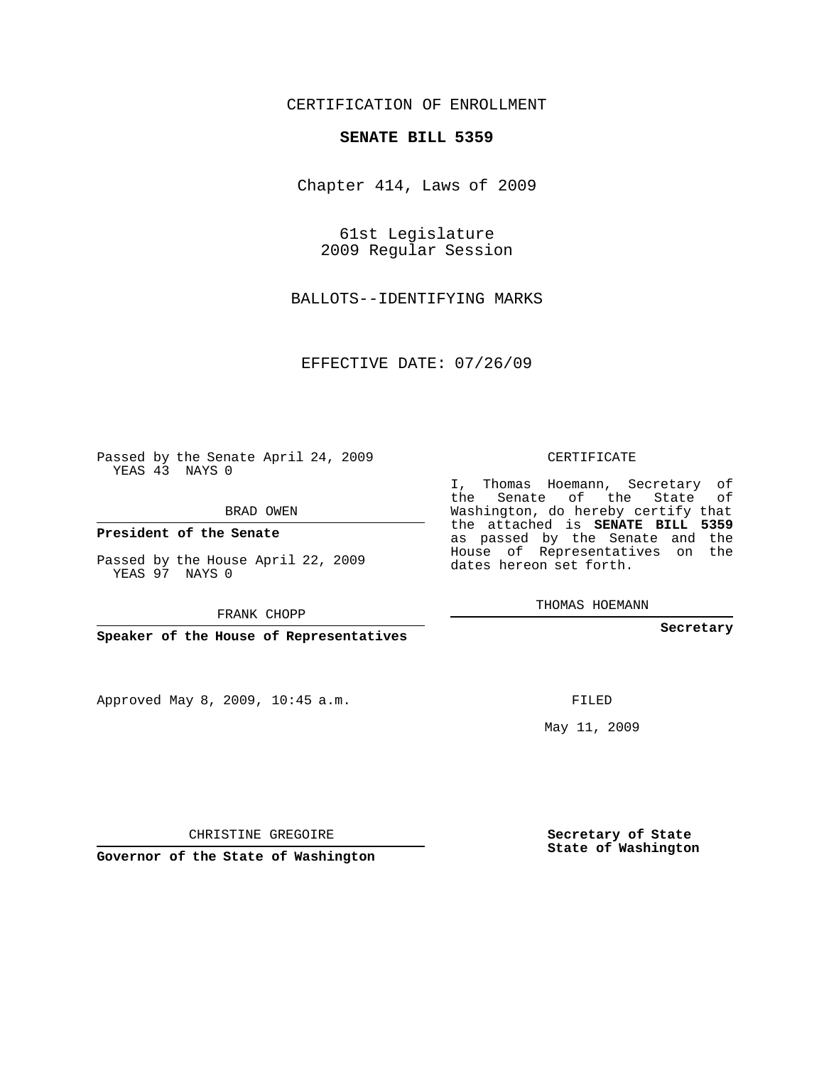CERTIFICATION OF ENROLLMENT

**SENATE BILL 5359**

Chapter 414, Laws of 2009

61st Legislature
2009 Regular Session

BALLOTS--IDENTIFYING MARKS

EFFECTIVE DATE: 07/26/09

Passed by the Senate April 24, 2009
YEAS 43 NAYS 0

BRAD OWEN

**President of the Senate**

Passed by the House April 22, 2009
YEAS 97 NAYS 0

FRANK CHOPP

**Speaker of the House of Representatives**

Approved May 8, 2009, 10:45 a.m.

CHRISTINE GREGOIRE

**Governor of the State of Washington**

CERTIFICATE

I, Thomas Hoemann, Secretary of the Senate of the State of Washington, do hereby certify that the attached is **SENATE BILL 5359** as passed by the Senate and the House of Representatives on the dates hereon set forth.

THOMAS HOEMANN

**Secretary**

FILED

May 11, 2009

**Secretary of State**
**State of Washington**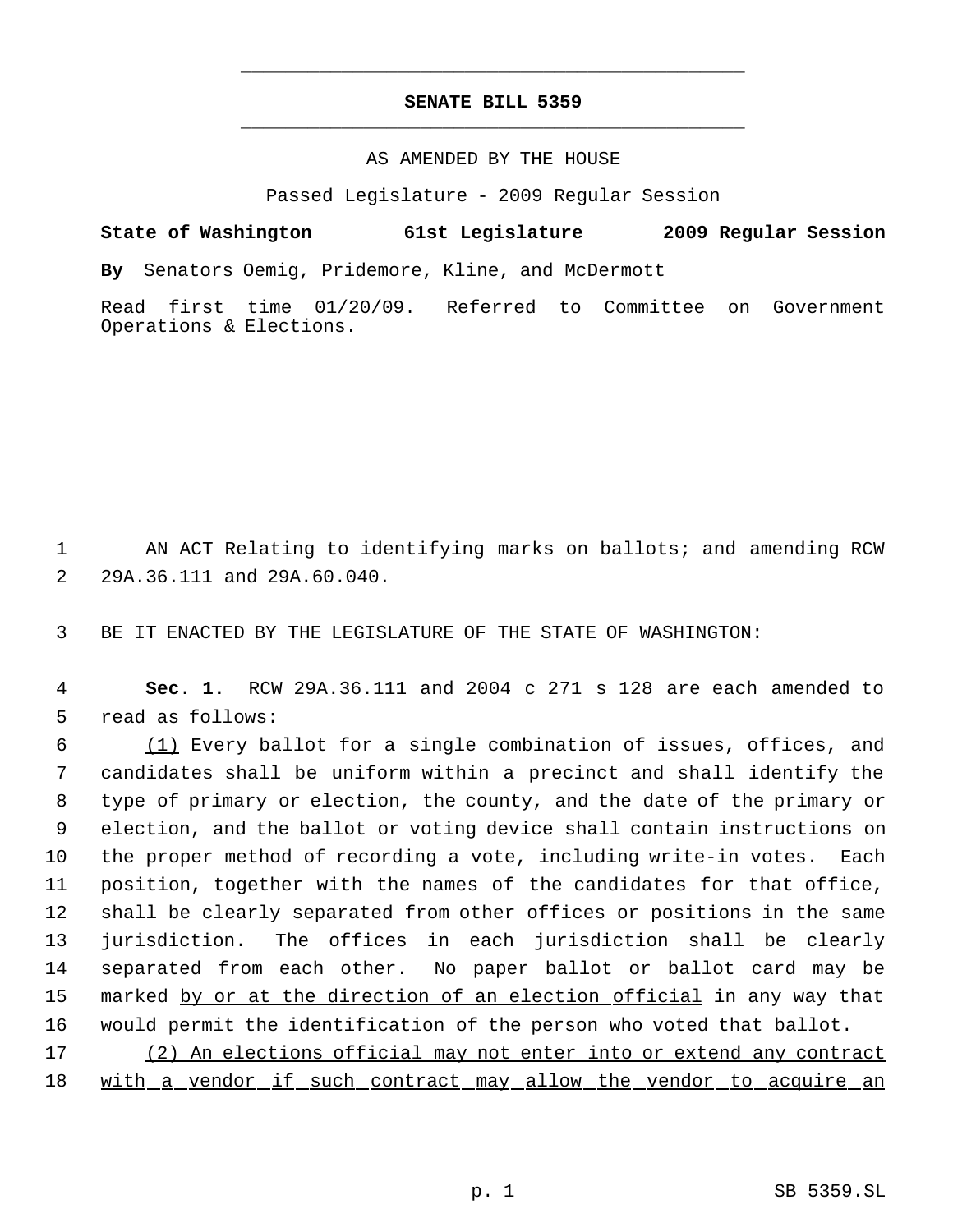# SENATE BILL 5359

AS AMENDED BY THE HOUSE

Passed Legislature - 2009 Regular Session

**State of Washington 61st Legislature 2009 Regular Session**

**By** Senators Oemig, Pridemore, Kline, and McDermott

Read first time 01/20/09. Referred to Committee on Government Operations & Elections.

AN ACT Relating to identifying marks on ballots; and amending RCW 29A.36.111 and 29A.60.040.

BE IT ENACTED BY THE LEGISLATURE OF THE STATE OF WASHINGTON:

**Sec. 1.** RCW 29A.36.111 and 2004 c 271 s 128 are each amended to read as follows:

(1) Every ballot for a single combination of issues, offices, and candidates shall be uniform within a precinct and shall identify the type of primary or election, the county, and the date of the primary or election, and the ballot or voting device shall contain instructions on the proper method of recording a vote, including write-in votes. Each position, together with the names of the candidates for that office, shall be clearly separated from other offices or positions in the same jurisdiction. The offices in each jurisdiction shall be clearly separated from each other. No paper ballot or ballot card may be marked by or at the direction of an election official in any way that would permit the identification of the person who voted that ballot.

(2) An elections official may not enter into or extend any contract with a vendor if such contract may allow the vendor to acquire an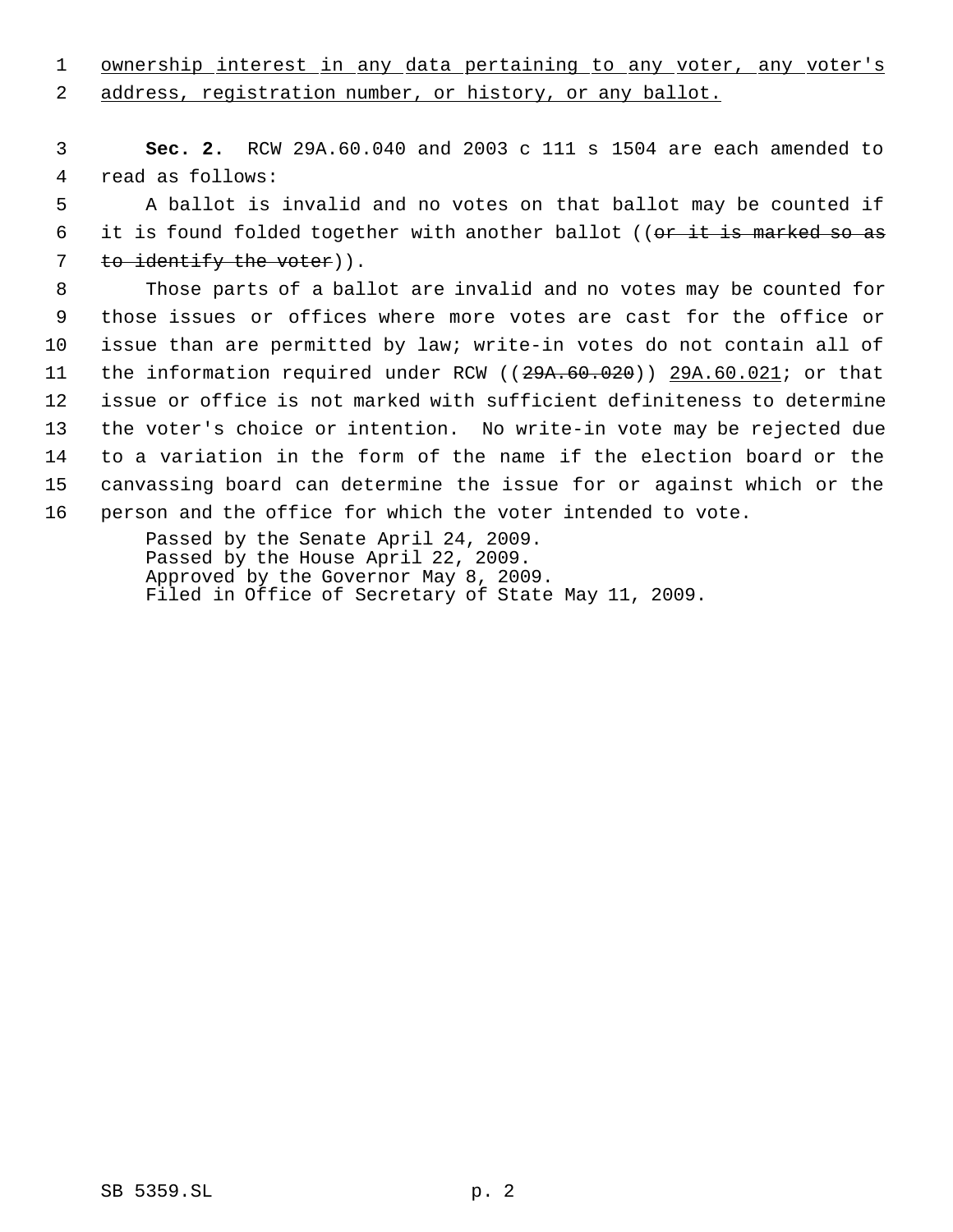ownership interest in any data pertaining to any voter, any voter's address, registration number, or history, or any ballot.

**Sec. 2.** RCW 29A.60.040 and 2003 c 111 s 1504 are each amended to read as follows:

A ballot is invalid and no votes on that ballot may be counted if it is found folded together with another ballot ((~~or it is marked so as to identify the voter~~)).

Those parts of a ballot are invalid and no votes may be counted for those issues or offices where more votes are cast for the office or issue than are permitted by law; write-in votes do not contain all of the information required under RCW ((~~29A.60.020~~)) 29A.60.021; or that issue or office is not marked with sufficient definiteness to determine the voter's choice or intention. No write-in vote may be rejected due to a variation in the form of the name if the election board or the canvassing board can determine the issue for or against which or the person and the office for which the voter intended to vote.

Passed by the Senate April 24, 2009.
Passed by the House April 22, 2009.
Approved by the Governor May 8, 2009.
Filed in Office of Secretary of State May 11, 2009.